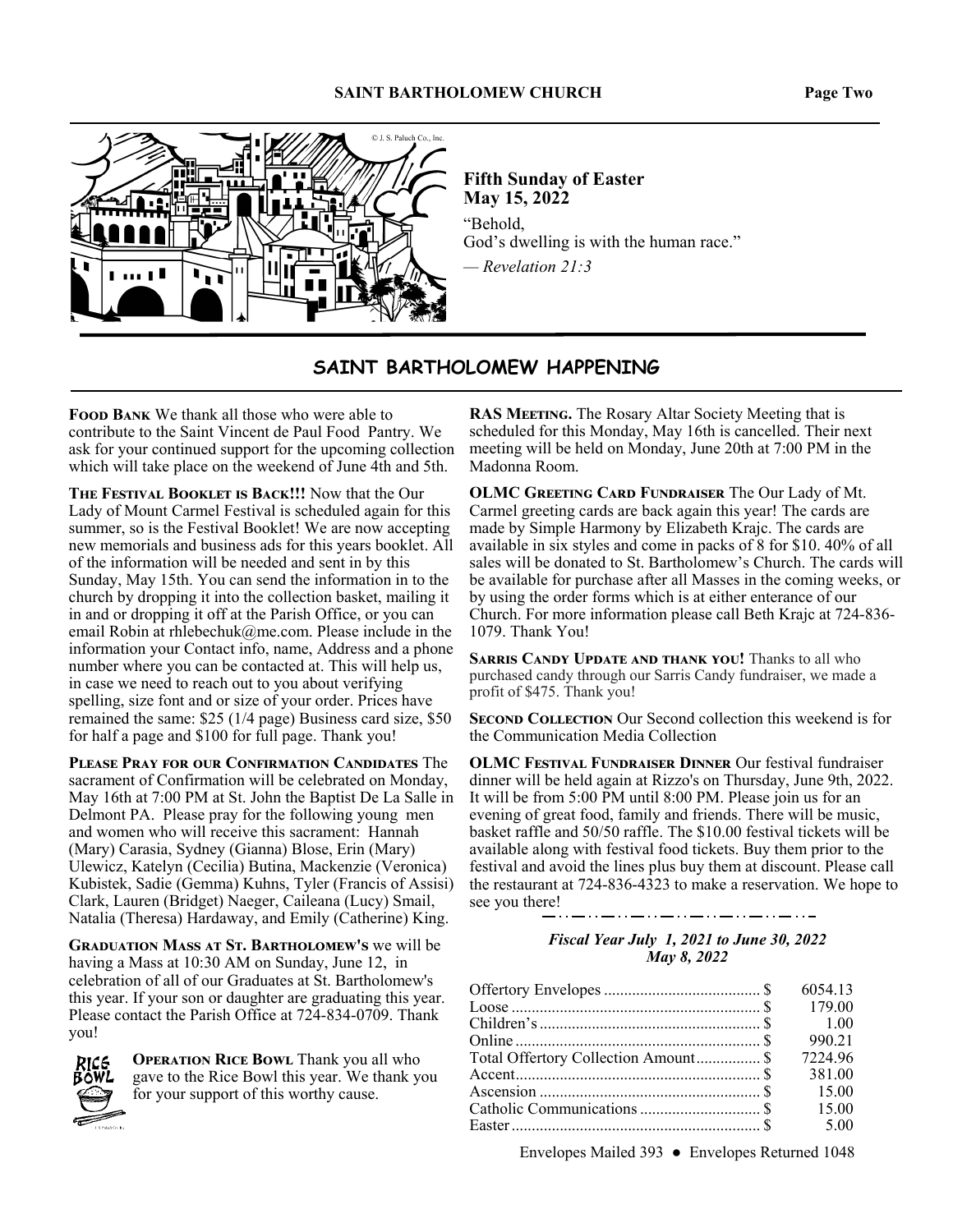**Fifth Sunday of Easter**
**May 15, 2022**

"Behold,
God's dwelling is with the human race."

— *Revelation 21:3*

## SAINT BARTHOLOMEW HAPPENING

**Food Bank** We thank all those who were able to contribute to the Saint Vincent de Paul Food Pantry. We ask for your continued support for the upcoming collection which will take place on the weekend of June 4th and 5th.

**The Festival Booklet is Back!!!** Now that the Our Lady of Mount Carmel Festival is scheduled again for this summer, so is the Festival Booklet! We are now accepting new memorials and business ads for this years booklet. All of the information will be needed and sent in by this Sunday, May 15th. You can send the information in to the church by dropping it into the collection basket, mailing it in and or dropping it off at the Parish Office, or you can email Robin at rhlebechuk@me.com. Please include in the information your Contact info, name, Address and a phone number where you can be contacted at. This will help us, in case we need to reach out to you about verifying spelling, size font and or size of your order. Prices have remained the same: $25 (1/4 page) Business card size, $50 for half a page and $100 for full page. Thank you!

**Please Pray for our Confirmation Candidates** The sacrament of Confirmation will be celebrated on Monday, May 16th at 7:00 PM at St. John the Baptist De La Salle in Delmont PA. Please pray for the following young men and women who will receive this sacrament: Hannah (Mary) Carasia, Sydney (Gianna) Blose, Erin (Mary) Ulewicz, Katelyn (Cecilia) Butina, Mackenzie (Veronica) Kubistek, Sadie (Gemma) Kuhns, Tyler (Francis of Assisi) Clark, Lauren (Bridget) Naeger, Caileana (Lucy) Smail, Natalia (Theresa) Hardaway, and Emily (Catherine) King.

**Graduation Mass at St. Bartholomew's** we will be having a Mass at 10:30 AM on Sunday, June 12, in celebration of all of our Graduates at St. Bartholomew's this year. If your son or daughter are graduating this year. Please contact the Parish Office at 724-834-0709. Thank you!

**Operation Rice Bowl** Thank you all who gave to the Rice Bowl this year. We thank you for your support of this worthy cause.

**RAS Meeting.** The Rosary Altar Society Meeting that is scheduled for this Monday, May 16th is cancelled. Their next meeting will be held on Monday, June 20th at 7:00 PM in the Madonna Room.

**OLMC Greeting Card Fundraiser** The Our Lady of Mt. Carmel greeting cards are back again this year! The cards are made by Simple Harmony by Elizabeth Krajc. The cards are available in six styles and come in packs of 8 for $10. 40% of all sales will be donated to St. Bartholomew's Church. The cards will be available for purchase after all Masses in the coming weeks, or by using the order forms which is at either enterance of our Church. For more information please call Beth Krajc at 724-836-1079. Thank You!

**Sarris Candy Update and thank you!** Thanks to all who purchased candy through our Sarris Candy fundraiser, we made a profit of $475. Thank you!

**Second Collection** Our Second collection this weekend is for the Communication Media Collection

**OLMC Festival Fundraiser Dinner** Our festival fundraiser dinner will be held again at Rizzo's on Thursday, June 9th, 2022. It will be from 5:00 PM until 8:00 PM. Please join us for an evening of great food, family and friends. There will be music, basket raffle and 50/50 raffle. The $10.00 festival tickets will be available along with festival food tickets. Buy them prior to the festival and avoid the lines plus buy them at discount. Please call the restaurant at 724-836-4323 to make a reservation. We hope to see you there!

***Fiscal Year July 1, 2021 to June 30, 2022***
***May 8, 2022***

| | |
|---|---|
| Offertory Envelopes | $ 6054.13 |
| Loose | $ 179.00 |
| Children's | $ 1.00 |
| Online | $ 990.21 |
| Total Offertory Collection Amount | $ 7224.96 |
| Accent | $ 381.00 |
| Ascension | $ 15.00 |
| Catholic Communications | $ 15.00 |
| Easter | $ 5.00 |

Envelopes Mailed 393 ● Envelopes Returned 1048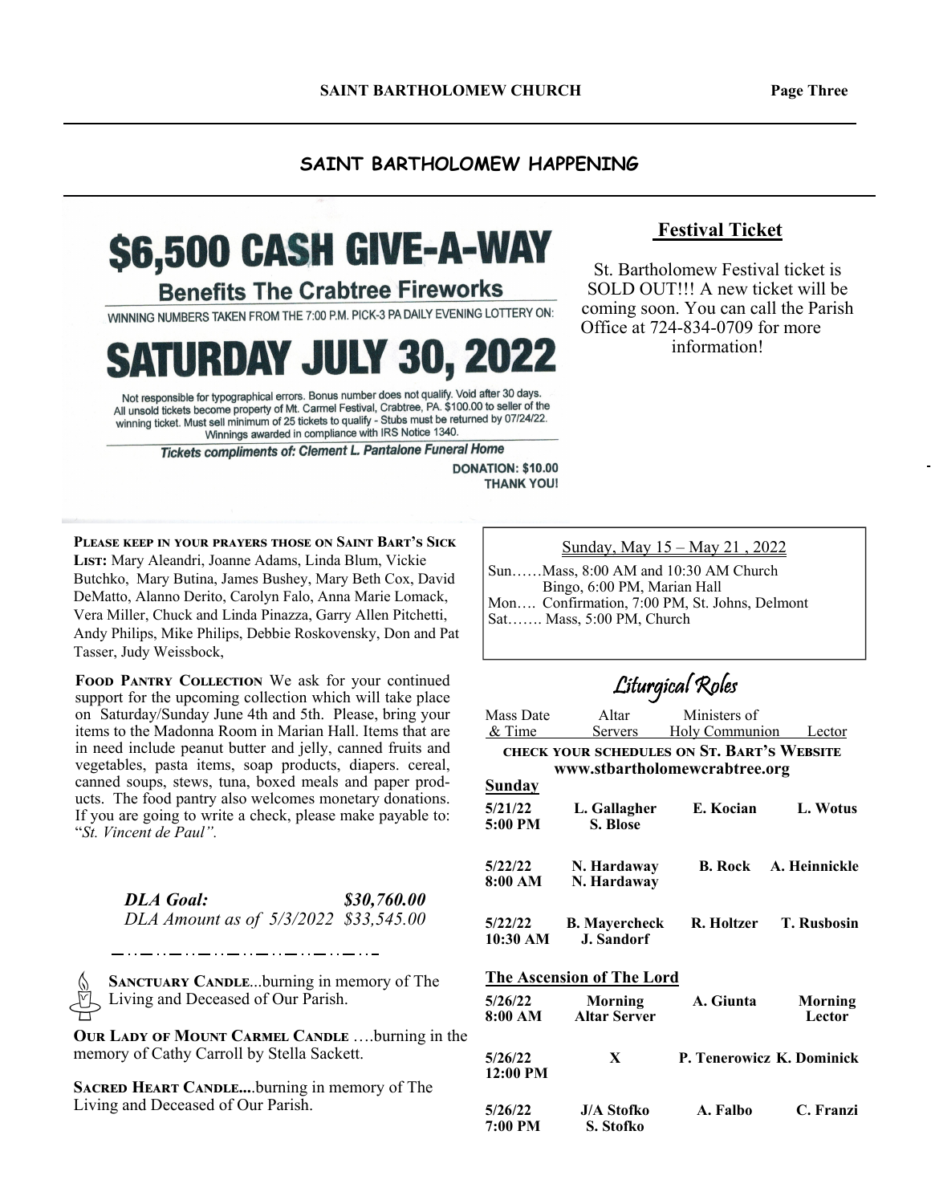## SAINT BARTHOLOMEW HAPPENING

# $6,500 CASH GIVE-A-WAY

**Benefits The Crabtree Fireworks**

WINNING NUMBERS TAKEN FROM THE 7:00 P.M. PICK-3 PA DAILY EVENING LOTTERY ON:

# SATURDAY JULY 30, 2022

Not responsible for typographical errors. Bonus number does not qualify. Void after 30 days. All unsold tickets become property of Mt. Carmel Festival, Crabtree, PA. $100.00 to seller of the winning ticket. Must sell minimum of 25 tickets to qualify - Stubs must be returned by 07/24/22. Winnings awarded in compliance with IRS Notice 1340.

***Tickets compliments of: Clement L. Pantalone Funeral Home***

**DONATION: $10.00**
**THANK YOU!**

### Festival Ticket

St. Bartholomew Festival ticket is SOLD OUT!!! A new ticket will be coming soon. You can call the Parish Office at 724-834-0709 for more information!

**Please keep in your prayers those on Saint Bart's Sick List:** Mary Aleandri, Joanne Adams, Linda Blum, Vickie Butchko, Mary Butina, James Bushey, Mary Beth Cox, David DeMatto, Alanno Derito, Carolyn Falo, Anna Marie Lomack, Vera Miller, Chuck and Linda Pinazza, Garry Allen Pitchetti, Andy Philips, Mike Philips, Debbie Roskovensky, Don and Pat Tasser, Judy Weissbock,

**Food Pantry Collection** We ask for your continued support for the upcoming collection which will take place on Saturday/Sunday June 4th and 5th. Please, bring your items to the Madonna Room in Marian Hall. Items that are in need include peanut butter and jelly, canned fruits and vegetables, pasta items, soap products, diapers. cereal, canned soups, stews, tuna, boxed meals and paper products. The food pantry also welcomes monetary donations. If you are going to write a check, please make payable to: "*St. Vincent de Paul".*

*DLA Goal: $30,760.00*
*DLA Amount as of 5/3/2022 $33,545.00*

**Sanctuary Candle**...burning in memory of The Living and Deceased of Our Parish.

**Our Lady of Mount Carmel Candle** ….burning in the memory of Cathy Carroll by Stella Sackett.

**Sacred Heart Candle....**burning in memory of The Living and Deceased of Our Parish.

Sunday, May 15 – May 21 , 2022

Sun……Mass, 8:00 AM and 10:30 AM Church
Bingo, 6:00 PM, Marian Hall
Mon…. Confirmation, 7:00 PM, St. Johns, Delmont
Sat……. Mass, 5:00 PM, Church

## Liturgical Roles

**Check your schedules on St. Bart's Website www.stbartholomewcrabtree.org**

| Mass Date & Time | Altar Servers | Ministers of Holy Communion | Lector |
|---|---|---|---|
| **Sunday** | | | |
| **5/21/22 5:00 PM** | **L. Gallagher S. Blose** | **E. Kocian** | **L. Wotus** |
| **5/22/22 8:00 AM** | **N. Hardaway N. Hardaway** | **B. Rock** | **A. Heinnickle** |
| **5/22/22 10:30 AM** | **B. Mayercheck J. Sandorf** | **R. Holtzer** | **T. Rusbosin** |
| **The Ascension of The Lord** | | | |
| **5/26/22 8:00 AM** | **Morning Altar Server** | **A. Giunta** | **Morning Lector** |
| **5/26/22 12:00 PM** | **X** | **P. Tenerowicz** | **K. Dominick** |
| **5/26/22 7:00 PM** | **J/A Stofko S. Stofko** | **A. Falbo** | **C. Franzi** |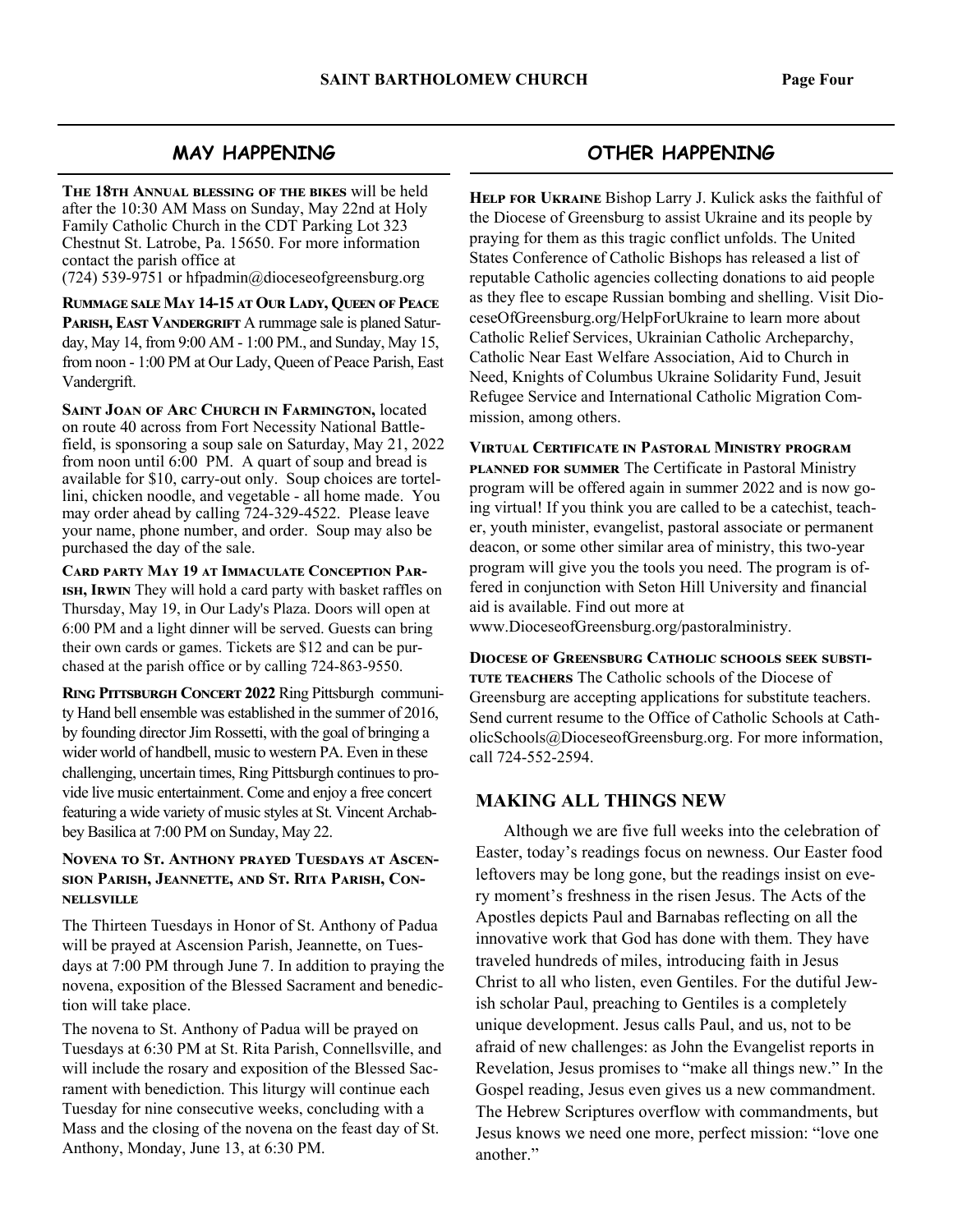## MAY HAPPENING

**The 18th Annual blessing of the bikes** will be held after the 10:30 AM Mass on Sunday, May 22nd at Holy Family Catholic Church in the CDT Parking Lot 323 Chestnut St. Latrobe, Pa. 15650. For more information contact the parish office at (724) 539-9751 or hfpadmin@dioceseofgreensburg.org

**Rummage sale May 14-15 at Our Lady, Queen of Peace Parish, East Vandergrift** A rummage sale is planed Saturday, May 14, from 9:00 AM - 1:00 PM., and Sunday, May 15, from noon - 1:00 PM at Our Lady, Queen of Peace Parish, East Vandergrift.

**Saint Joan of Arc Church in Farmington,** located on route 40 across from Fort Necessity National Battlefield, is sponsoring a soup sale on Saturday, May 21, 2022 from noon until 6:00 PM. A quart of soup and bread is available for $10, carry-out only. Soup choices are tortellini, chicken noodle, and vegetable - all home made. You may order ahead by calling 724-329-4522. Please leave your name, phone number, and order. Soup may also be purchased the day of the sale.

**Card party May 19 at Immaculate Conception Parish, Irwin** They will hold a card party with basket raffles on Thursday, May 19, in Our Lady's Plaza. Doors will open at 6:00 PM and a light dinner will be served. Guests can bring their own cards or games. Tickets are $12 and can be purchased at the parish office or by calling 724-863-9550.

**Ring Pittsburgh Concert 2022** Ring Pittsburgh community Hand bell ensemble was established in the summer of 2016, by founding director Jim Rossetti, with the goal of bringing a wider world of handbell, music to western PA. Even in these challenging, uncertain times, Ring Pittsburgh continues to provide live music entertainment. Come and enjoy a free concert featuring a wide variety of music styles at St. Vincent Archabbey Basilica at 7:00 PM on Sunday, May 22.

**Novena to St. Anthony prayed Tuesdays at Ascension Parish, Jeannette, and St. Rita Parish, Connellsville**

The Thirteen Tuesdays in Honor of St. Anthony of Padua will be prayed at Ascension Parish, Jeannette, on Tuesdays at 7:00 PM through June 7. In addition to praying the novena, exposition of the Blessed Sacrament and benediction will take place.

The novena to St. Anthony of Padua will be prayed on Tuesdays at 6:30 PM at St. Rita Parish, Connellsville, and will include the rosary and exposition of the Blessed Sacrament with benediction. This liturgy will continue each Tuesday for nine consecutive weeks, concluding with a Mass and the closing of the novena on the feast day of St. Anthony, Monday, June 13, at 6:30 PM.

## OTHER HAPPENING

**Help for Ukraine** Bishop Larry J. Kulick asks the faithful of the Diocese of Greensburg to assist Ukraine and its people by praying for them as this tragic conflict unfolds. The United States Conference of Catholic Bishops has released a list of reputable Catholic agencies collecting donations to aid people as they flee to escape Russian bombing and shelling. Visit DioceseOfGreensburg.org/HelpForUkraine to learn more about Catholic Relief Services, Ukrainian Catholic Archeparchy, Catholic Near East Welfare Association, Aid to Church in Need, Knights of Columbus Ukraine Solidarity Fund, Jesuit Refugee Service and International Catholic Migration Commission, among others.

**Virtual Certificate in Pastoral Ministry program planned for summer** The Certificate in Pastoral Ministry program will be offered again in summer 2022 and is now going virtual! If you think you are called to be a catechist, teacher, youth minister, evangelist, pastoral associate or permanent deacon, or some other similar area of ministry, this two-year program will give you the tools you need. The program is offered in conjunction with Seton Hill University and financial aid is available. Find out more at www.DioceseofGreensburg.org/pastoralministry.

**Diocese of Greensburg Catholic schools seek substitute teachers** The Catholic schools of the Diocese of Greensburg are accepting applications for substitute teachers. Send current resume to the Office of Catholic Schools at CatholicSchools@DioceseofGreensburg.org. For more information, call 724-552-2594.

## MAKING ALL THINGS NEW

Although we are five full weeks into the celebration of Easter, today's readings focus on newness. Our Easter food leftovers may be long gone, but the readings insist on every moment's freshness in the risen Jesus. The Acts of the Apostles depicts Paul and Barnabas reflecting on all the innovative work that God has done with them. They have traveled hundreds of miles, introducing faith in Jesus Christ to all who listen, even Gentiles. For the dutiful Jewish scholar Paul, preaching to Gentiles is a completely unique development. Jesus calls Paul, and us, not to be afraid of new challenges: as John the Evangelist reports in Revelation, Jesus promises to "make all things new." In the Gospel reading, Jesus even gives us a new commandment. The Hebrew Scriptures overflow with commandments, but Jesus knows we need one more, perfect mission: "love one another."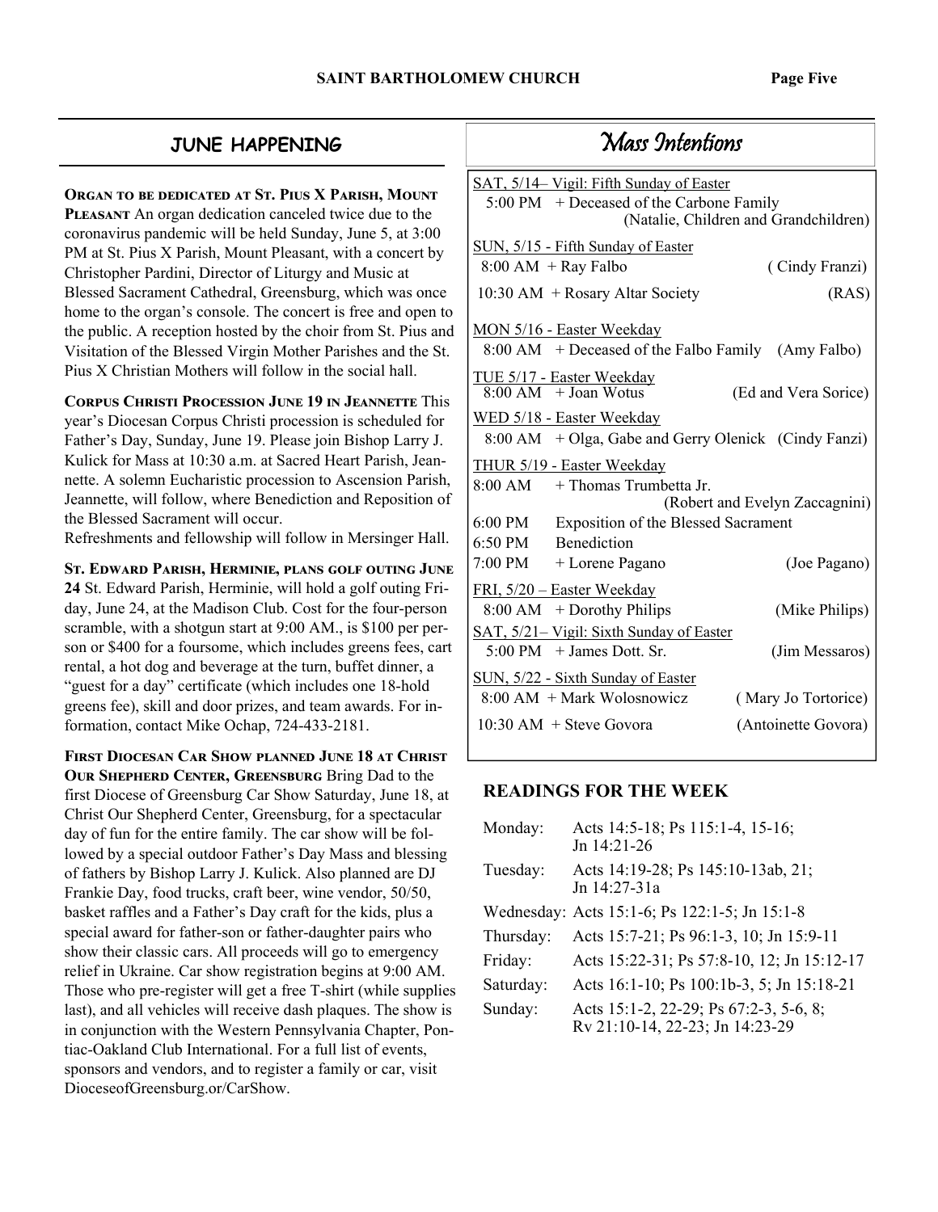## JUNE HAPPENING

**Organ to be dedicated at St. Pius X Parish, Mount Pleasant** An organ dedication canceled twice due to the coronavirus pandemic will be held Sunday, June 5, at 3:00 PM at St. Pius X Parish, Mount Pleasant, with a concert by Christopher Pardini, Director of Liturgy and Music at Blessed Sacrament Cathedral, Greensburg, which was once home to the organ's console. The concert is free and open to the public. A reception hosted by the choir from St. Pius and Visitation of the Blessed Virgin Mother Parishes and the St. Pius X Christian Mothers will follow in the social hall.

**Corpus Christi Procession June 19 in Jeannette** This year's Diocesan Corpus Christi procession is scheduled for Father's Day, Sunday, June 19. Please join Bishop Larry J. Kulick for Mass at 10:30 a.m. at Sacred Heart Parish, Jeannette. A solemn Eucharistic procession to Ascension Parish, Jeannette, will follow, where Benediction and Reposition of the Blessed Sacrament will occur.
Refreshments and fellowship will follow in Mersinger Hall.

**St. Edward Parish, Herminie, plans golf outing June 24** St. Edward Parish, Herminie, will hold a golf outing Friday, June 24, at the Madison Club. Cost for the four-person scramble, with a shotgun start at 9:00 AM., is $100 per person or $400 for a foursome, which includes greens fees, cart rental, a hot dog and beverage at the turn, buffet dinner, a "guest for a day" certificate (which includes one 18-hold greens fee), skill and door prizes, and team awards. For information, contact Mike Ochap, 724-433-2181.

**First Diocesan Car Show planned June 18 at Christ Our Shepherd Center, Greensburg** Bring Dad to the first Diocese of Greensburg Car Show Saturday, June 18, at Christ Our Shepherd Center, Greensburg, for a spectacular day of fun for the entire family. The car show will be followed by a special outdoor Father's Day Mass and blessing of fathers by Bishop Larry J. Kulick. Also planned are DJ Frankie Day, food trucks, craft beer, wine vendor, 50/50, basket raffles and a Father's Day craft for the kids, plus a special award for father-son or father-daughter pairs who show their classic cars. All proceeds will go to emergency relief in Ukraine. Car show registration begins at 9:00 AM. Those who pre-register will get a free T-shirt (while supplies last), and all vehicles will receive dash plaques. The show is in conjunction with the Western Pennsylvania Chapter, Pontiac-Oakland Club International. For a full list of events, sponsors and vendors, and to register a family or car, visit DioceseofGreensburg.or/CarShow.

## *Mass Intentions*

SAT, 5/14– Vigil: Fifth Sunday of Easter
5:00 PM + Deceased of the Carbone Family (Natalie, Children and Grandchildren)

SUN, 5/15 - Fifth Sunday of Easter
8:00 AM + Ray Falbo (Cindy Franzi)
10:30 AM + Rosary Altar Society (RAS)

MON 5/16 - Easter Weekday
8:00 AM + Deceased of the Falbo Family (Amy Falbo)

TUE 5/17 - Easter Weekday
8:00 AM + Joan Wotus (Ed and Vera Sorice)

WED 5/18 - Easter Weekday
8:00 AM + Olga, Gabe and Gerry Olenick (Cindy Fanzi)

THUR 5/19 - Easter Weekday
8:00 AM + Thomas Trumbetta Jr. (Robert and Evelyn Zaccagnini)
6:00 PM Exposition of the Blessed Sacrament
6:50 PM Benediction
7:00 PM + Lorene Pagano (Joe Pagano)

FRI, 5/20 – Easter Weekday
8:00 AM + Dorothy Philips (Mike Philips)

SAT, 5/21– Vigil: Sixth Sunday of Easter
5:00 PM + James Dott. Sr. (Jim Messaros)

SUN, 5/22 - Sixth Sunday of Easter
8:00 AM + Mark Wolosnowicz (Mary Jo Tortorice)
10:30 AM + Steve Govora (Antoinette Govora)

## READINGS FOR THE WEEK

| | |
|---|---|
| Monday: | Acts 14:5-18; Ps 115:1-4, 15-16; Jn 14:21-26 |
| Tuesday: | Acts 14:19-28; Ps 145:10-13ab, 21; Jn 14:27-31a |
| Wednesday: | Acts 15:1-6; Ps 122:1-5; Jn 15:1-8 |
| Thursday: | Acts 15:7-21; Ps 96:1-3, 10; Jn 15:9-11 |
| Friday: | Acts 15:22-31; Ps 57:8-10, 12; Jn 15:12-17 |
| Saturday: | Acts 16:1-10; Ps 100:1b-3, 5; Jn 15:18-21 |
| Sunday: | Acts 15:1-2, 22-29; Ps 67:2-3, 5-6, 8; Rv 21:10-14, 22-23; Jn 14:23-29 |